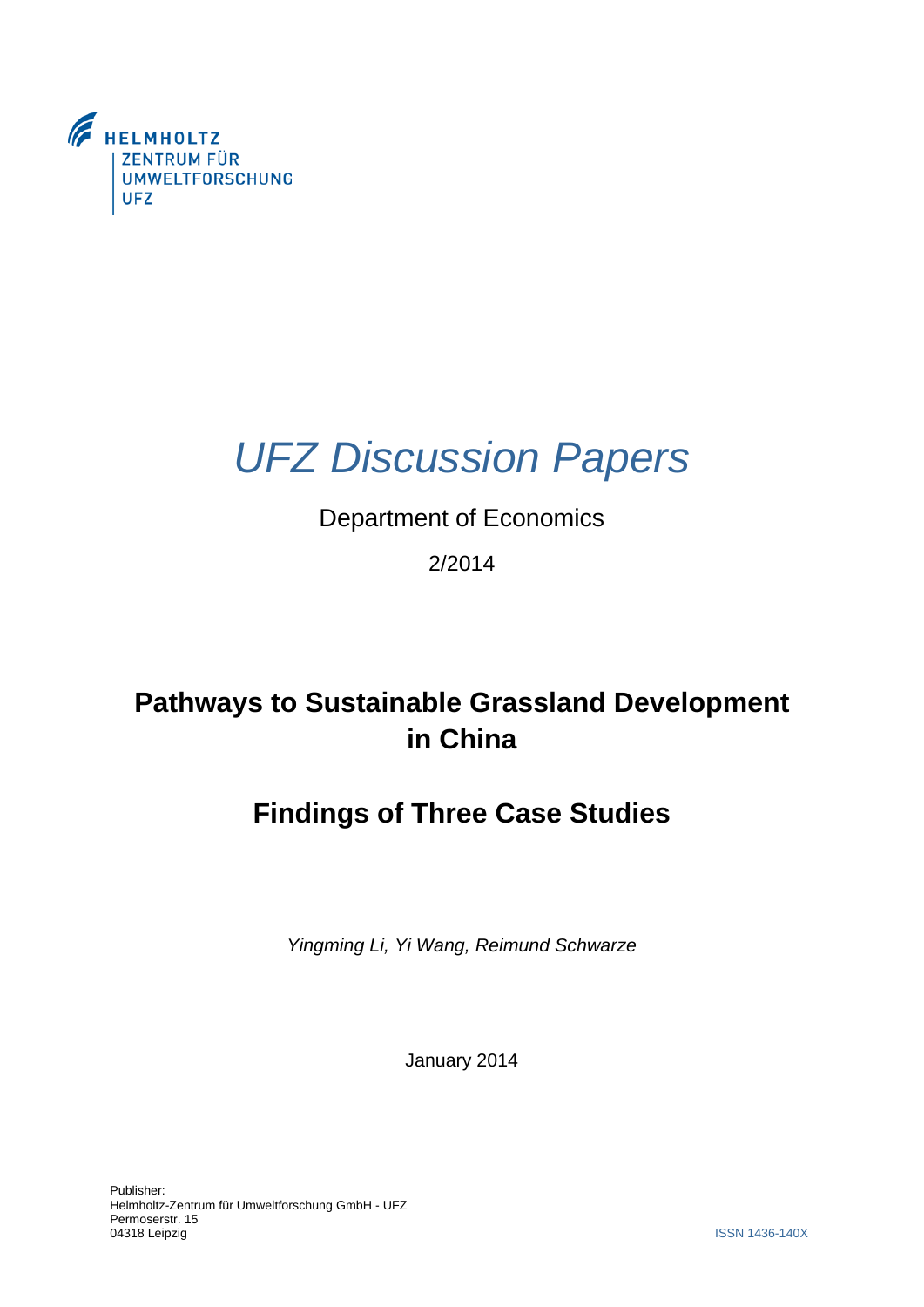HELMHOLTZ
ZENTRUM FÜR
UMWELTFORSCHUNG
UFZ

# *UFZ Discussion Papers*

Department of Economics

2/2014

## Pathways to Sustainable Grassland Development in China

## Findings of Three Case Studies

*Yingming Li, Yi Wang, Reimund Schwarze*

January 2014

Publisher:
Helmholtz-Zentrum für Umweltforschung GmbH - UFZ
Permoserstr. 15
04318 Leipzig

ISSN 1436-140X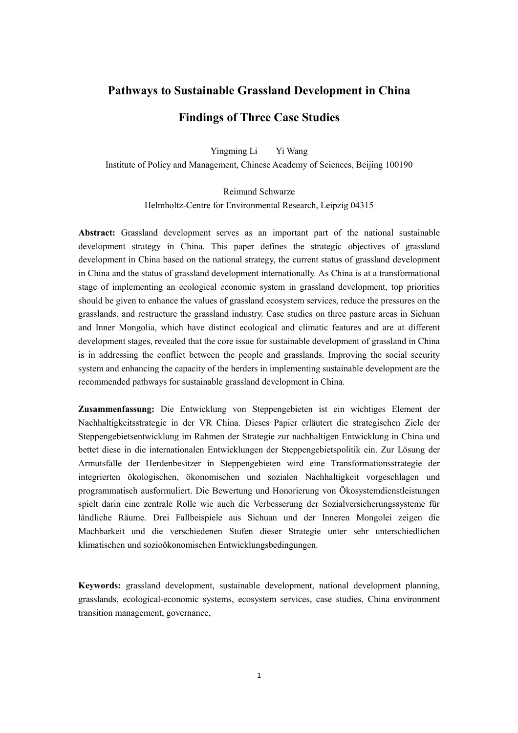# Pathways to Sustainable Grassland Development in China

## Findings of Three Case Studies

Yingming Li Yi Wang

Institute of Policy and Management, Chinese Academy of Sciences, Beijing 100190

Reimund Schwarze

Helmholtz-Centre for Environmental Research, Leipzig 04315

**Abstract:** Grassland development serves as an important part of the national sustainable development strategy in China. This paper defines the strategic objectives of grassland development in China based on the national strategy, the current status of grassland development in China and the status of grassland development internationally. As China is at a transformational stage of implementing an ecological economic system in grassland development, top priorities should be given to enhance the values of grassland ecosystem services, reduce the pressures on the grasslands, and restructure the grassland industry. Case studies on three pasture areas in Sichuan and Inner Mongolia, which have distinct ecological and climatic features and are at different development stages, revealed that the core issue for sustainable development of grassland in China is in addressing the conflict between the people and grasslands. Improving the social security system and enhancing the capacity of the herders in implementing sustainable development are the recommended pathways for sustainable grassland development in China.

**Zusammenfassung:** Die Entwicklung von Steppengebieten ist ein wichtiges Element der Nachhaltigkeitsstrategie in der VR China. Dieses Papier erläutert die strategischen Ziele der Steppengebietsentwicklung im Rahmen der Strategie zur nachhaltigen Entwicklung in China und bettet diese in die internationalen Entwicklungen der Steppengebietspolitik ein. Zur Lösung der Armutsfalle der Herdenbesitzer in Steppengebieten wird eine Transformationsstrategie der integrierten ökologischen, ökonomischen und sozialen Nachhaltigkeit vorgeschlagen und programmatisch ausformuliert. Die Bewertung und Honorierung von Ökosystemdienstleistungen spielt darin eine zentrale Rolle wie auch die Verbesserung der Sozialversicherungssysteme für ländliche Räume. Drei Fallbeispiele aus Sichuan und der Inneren Mongolei zeigen die Machbarkeit und die verschiedenen Stufen dieser Strategie unter sehr unterschiedlichen klimatischen und sozioökonomischen Entwicklungsbedingungen.

**Keywords:** grassland development, sustainable development, national development planning, grasslands, ecological-economic systems, ecosystem services, case studies, China environment transition management, governance,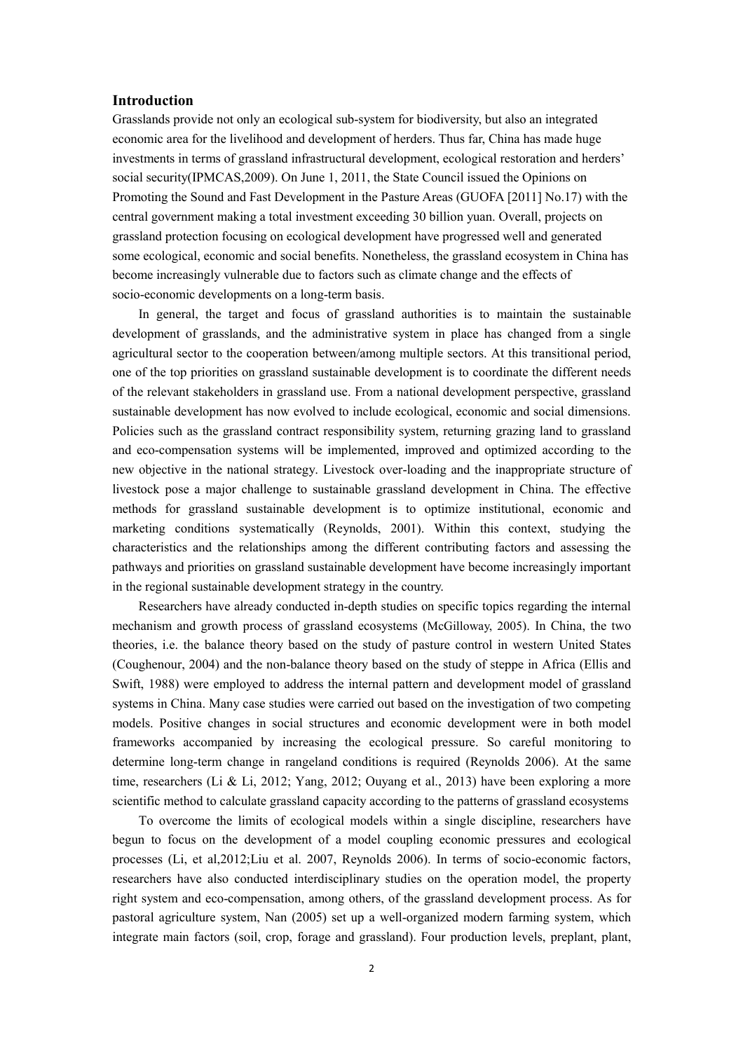## Introduction

Grasslands provide not only an ecological sub-system for biodiversity, but also an integrated economic area for the livelihood and development of herders. Thus far, China has made huge investments in terms of grassland infrastructural development, ecological restoration and herders' social security(IPMCAS,2009). On June 1, 2011, the State Council issued the Opinions on Promoting the Sound and Fast Development in the Pasture Areas (GUOFA [2011] No.17) with the central government making a total investment exceeding 30 billion yuan. Overall, projects on grassland protection focusing on ecological development have progressed well and generated some ecological, economic and social benefits. Nonetheless, the grassland ecosystem in China has become increasingly vulnerable due to factors such as climate change and the effects of socio-economic developments on a long-term basis.

In general, the target and focus of grassland authorities is to maintain the sustainable development of grasslands, and the administrative system in place has changed from a single agricultural sector to the cooperation between/among multiple sectors. At this transitional period, one of the top priorities on grassland sustainable development is to coordinate the different needs of the relevant stakeholders in grassland use. From a national development perspective, grassland sustainable development has now evolved to include ecological, economic and social dimensions. Policies such as the grassland contract responsibility system, returning grazing land to grassland and eco-compensation systems will be implemented, improved and optimized according to the new objective in the national strategy. Livestock over-loading and the inappropriate structure of livestock pose a major challenge to sustainable grassland development in China. The effective methods for grassland sustainable development is to optimize institutional, economic and marketing conditions systematically (Reynolds, 2001). Within this context, studying the characteristics and the relationships among the different contributing factors and assessing the pathways and priorities on grassland sustainable development have become increasingly important in the regional sustainable development strategy in the country.

Researchers have already conducted in-depth studies on specific topics regarding the internal mechanism and growth process of grassland ecosystems (McGilloway, 2005). In China, the two theories, i.e. the balance theory based on the study of pasture control in western United States (Coughenour, 2004) and the non-balance theory based on the study of steppe in Africa (Ellis and Swift, 1988) were employed to address the internal pattern and development model of grassland systems in China. Many case studies were carried out based on the investigation of two competing models. Positive changes in social structures and economic development were in both model frameworks accompanied by increasing the ecological pressure. So careful monitoring to determine long-term change in rangeland conditions is required (Reynolds 2006). At the same time, researchers (Li & Li, 2012; Yang, 2012; Ouyang et al., 2013) have been exploring a more scientific method to calculate grassland capacity according to the patterns of grassland ecosystems

To overcome the limits of ecological models within a single discipline, researchers have begun to focus on the development of a model coupling economic pressures and ecological processes (Li, et al,2012;Liu et al. 2007, Reynolds 2006). In terms of socio-economic factors, researchers have also conducted interdisciplinary studies on the operation model, the property right system and eco-compensation, among others, of the grassland development process. As for pastoral agriculture system, Nan (2005) set up a well-organized modern farming system, which integrate main factors (soil, crop, forage and grassland). Four production levels, preplant, plant,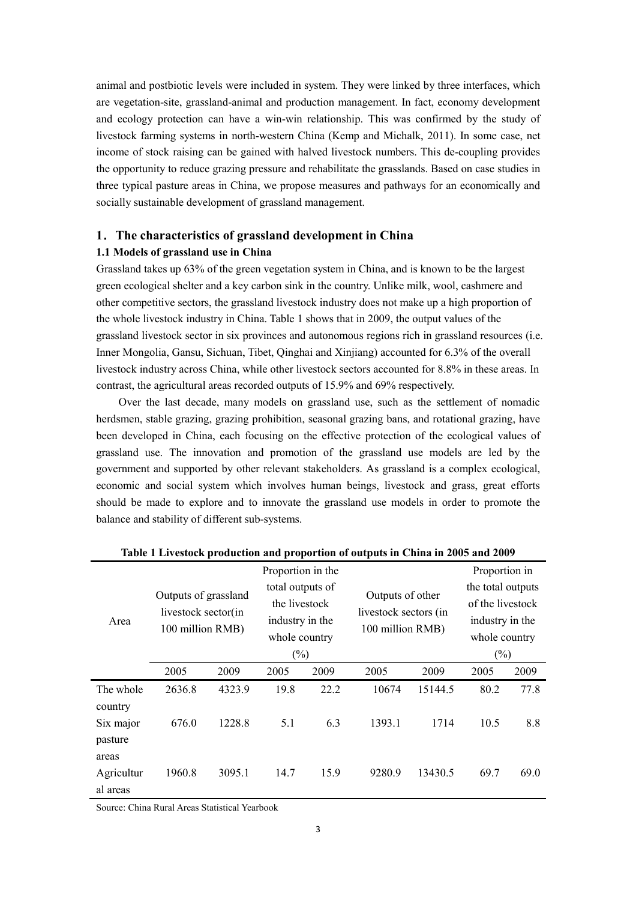animal and postbiotic levels were included in system. They were linked by three interfaces, which are vegetation-site, grassland-animal and production management. In fact, economy development and ecology protection can have a win-win relationship. This was confirmed by the study of livestock farming systems in north-western China (Kemp and Michalk, 2011). In some case, net income of stock raising can be gained with halved livestock numbers. This de-coupling provides the opportunity to reduce grazing pressure and rehabilitate the grasslands. Based on case studies in three typical pasture areas in China, we propose measures and pathways for an economically and socially sustainable development of grassland management.

## 1. The characteristics of grassland development in China

### 1.1 Models of grassland use in China

Grassland takes up 63% of the green vegetation system in China, and is known to be the largest green ecological shelter and a key carbon sink in the country. Unlike milk, wool, cashmere and other competitive sectors, the grassland livestock industry does not make up a high proportion of the whole livestock industry in China. Table 1 shows that in 2009, the output values of the grassland livestock sector in six provinces and autonomous regions rich in grassland resources (i.e. Inner Mongolia, Gansu, Sichuan, Tibet, Qinghai and Xinjiang) accounted for 6.3% of the overall livestock industry across China, while other livestock sectors accounted for 8.8% in these areas. In contrast, the agricultural areas recorded outputs of 15.9% and 69% respectively.

Over the last decade, many models on grassland use, such as the settlement of nomadic herdsmen, stable grazing, grazing prohibition, seasonal grazing bans, and rotational grazing, have been developed in China, each focusing on the effective protection of the ecological values of grassland use. The innovation and promotion of the grassland use models are led by the government and supported by other relevant stakeholders. As grassland is a complex ecological, economic and social system which involves human beings, livestock and grass, great efforts should be made to explore and to innovate the grassland use models in order to promote the balance and stability of different sub-systems.

**Table 1 Livestock production and proportion of outputs in China in 2005 and 2009**

| Area | Outputs of grassland livestock sector(in 100 million RMB) | | Proportion in the total outputs of the livestock industry in the whole country (%) | | Outputs of other livestock sectors (in 100 million RMB) | | Proportion in the total outputs of the livestock industry in the whole country (%) | |
|---|---|---|---|---|---|---|---|---|
| | 2005 | 2009 | 2005 | 2009 | 2005 | 2009 | 2005 | 2009 |
| The whole country | 2636.8 | 4323.9 | 19.8 | 22.2 | 10674 | 15144.5 | 80.2 | 77.8 |
| Six major pasture areas | 676.0 | 1228.8 | 5.1 | 6.3 | 1393.1 | 1714 | 10.5 | 8.8 |
| Agricultural areas | 1960.8 | 3095.1 | 14.7 | 15.9 | 9280.9 | 13430.5 | 69.7 | 69.0 |

Source: China Rural Areas Statistical Yearbook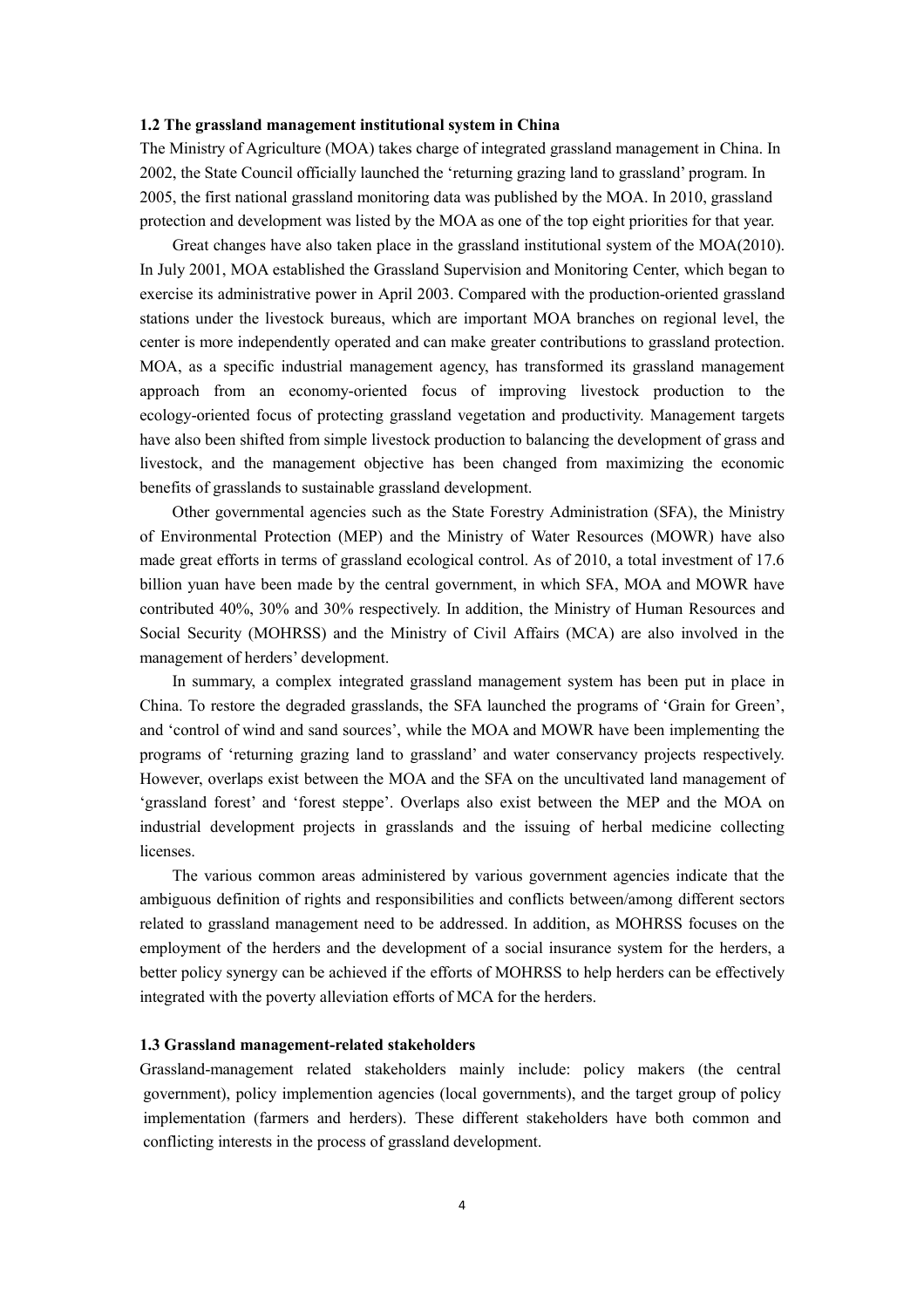**1.2 The grassland management institutional system in China**

The Ministry of Agriculture (MOA) takes charge of integrated grassland management in China. In 2002, the State Council officially launched the 'returning grazing land to grassland' program. In 2005, the first national grassland monitoring data was published by the MOA. In 2010, grassland protection and development was listed by the MOA as one of the top eight priorities for that year.

Great changes have also taken place in the grassland institutional system of the MOA(2010). In July 2001, MOA established the Grassland Supervision and Monitoring Center, which began to exercise its administrative power in April 2003. Compared with the production-oriented grassland stations under the livestock bureaus, which are important MOA branches on regional level, the center is more independently operated and can make greater contributions to grassland protection. MOA, as a specific industrial management agency, has transformed its grassland management approach from an economy-oriented focus of improving livestock production to the ecology-oriented focus of protecting grassland vegetation and productivity. Management targets have also been shifted from simple livestock production to balancing the development of grass and livestock, and the management objective has been changed from maximizing the economic benefits of grasslands to sustainable grassland development.

Other governmental agencies such as the State Forestry Administration (SFA), the Ministry of Environmental Protection (MEP) and the Ministry of Water Resources (MOWR) have also made great efforts in terms of grassland ecological control. As of 2010, a total investment of 17.6 billion yuan have been made by the central government, in which SFA, MOA and MOWR have contributed 40%, 30% and 30% respectively. In addition, the Ministry of Human Resources and Social Security (MOHRSS) and the Ministry of Civil Affairs (MCA) are also involved in the management of herders' development.

In summary, a complex integrated grassland management system has been put in place in China. To restore the degraded grasslands, the SFA launched the programs of 'Grain for Green', and 'control of wind and sand sources', while the MOA and MOWR have been implementing the programs of 'returning grazing land to grassland' and water conservancy projects respectively. However, overlaps exist between the MOA and the SFA on the uncultivated land management of 'grassland forest' and 'forest steppe'. Overlaps also exist between the MEP and the MOA on industrial development projects in grasslands and the issuing of herbal medicine collecting licenses.

The various common areas administered by various government agencies indicate that the ambiguous definition of rights and responsibilities and conflicts between/among different sectors related to grassland management need to be addressed. In addition, as MOHRSS focuses on the employment of the herders and the development of a social insurance system for the herders, a better policy synergy can be achieved if the efforts of MOHRSS to help herders can be effectively integrated with the poverty alleviation efforts of MCA for the herders.

**1.3 Grassland management-related stakeholders**

Grassland-management related stakeholders mainly include: policy makers (the central government), policy implemention agencies (local governments), and the target group of policy implementation (farmers and herders). These different stakeholders have both common and conflicting interests in the process of grassland development.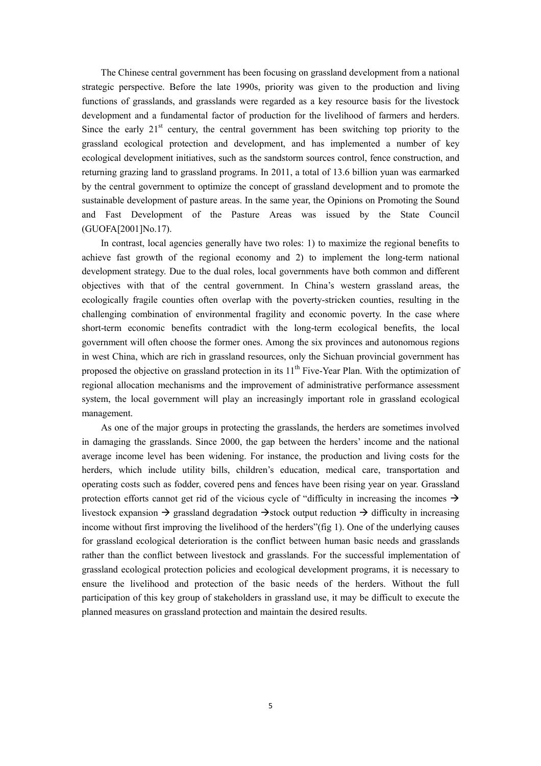The Chinese central government has been focusing on grassland development from a national strategic perspective. Before the late 1990s, priority was given to the production and living functions of grasslands, and grasslands were regarded as a key resource basis for the livestock development and a fundamental factor of production for the livelihood of farmers and herders. Since the early 21st century, the central government has been switching top priority to the grassland ecological protection and development, and has implemented a number of key ecological development initiatives, such as the sandstorm sources control, fence construction, and returning grazing land to grassland programs. In 2011, a total of 13.6 billion yuan was earmarked by the central government to optimize the concept of grassland development and to promote the sustainable development of pasture areas. In the same year, the Opinions on Promoting the Sound and Fast Development of the Pasture Areas was issued by the State Council (GUOFA[2001]No.17).

In contrast, local agencies generally have two roles: 1) to maximize the regional benefits to achieve fast growth of the regional economy and 2) to implement the long-term national development strategy. Due to the dual roles, local governments have both common and different objectives with that of the central government. In China's western grassland areas, the ecologically fragile counties often overlap with the poverty-stricken counties, resulting in the challenging combination of environmental fragility and economic poverty. In the case where short-term economic benefits contradict with the long-term ecological benefits, the local government will often choose the former ones. Among the six provinces and autonomous regions in west China, which are rich in grassland resources, only the Sichuan provincial government has proposed the objective on grassland protection in its 11th Five-Year Plan. With the optimization of regional allocation mechanisms and the improvement of administrative performance assessment system, the local government will play an increasingly important role in grassland ecological management.

As one of the major groups in protecting the grasslands, the herders are sometimes involved in damaging the grasslands. Since 2000, the gap between the herders' income and the national average income level has been widening. For instance, the production and living costs for the herders, which include utility bills, children's education, medical care, transportation and operating costs such as fodder, covered pens and fences have been rising year on year. Grassland protection efforts cannot get rid of the vicious cycle of "difficulty in increasing the incomes → livestock expansion → grassland degradation →stock output reduction → difficulty in increasing income without first improving the livelihood of the herders"(fig 1). One of the underlying causes for grassland ecological deterioration is the conflict between human basic needs and grasslands rather than the conflict between livestock and grasslands. For the successful implementation of grassland ecological protection policies and ecological development programs, it is necessary to ensure the livelihood and protection of the basic needs of the herders. Without the full participation of this key group of stakeholders in grassland use, it may be difficult to execute the planned measures on grassland protection and maintain the desired results.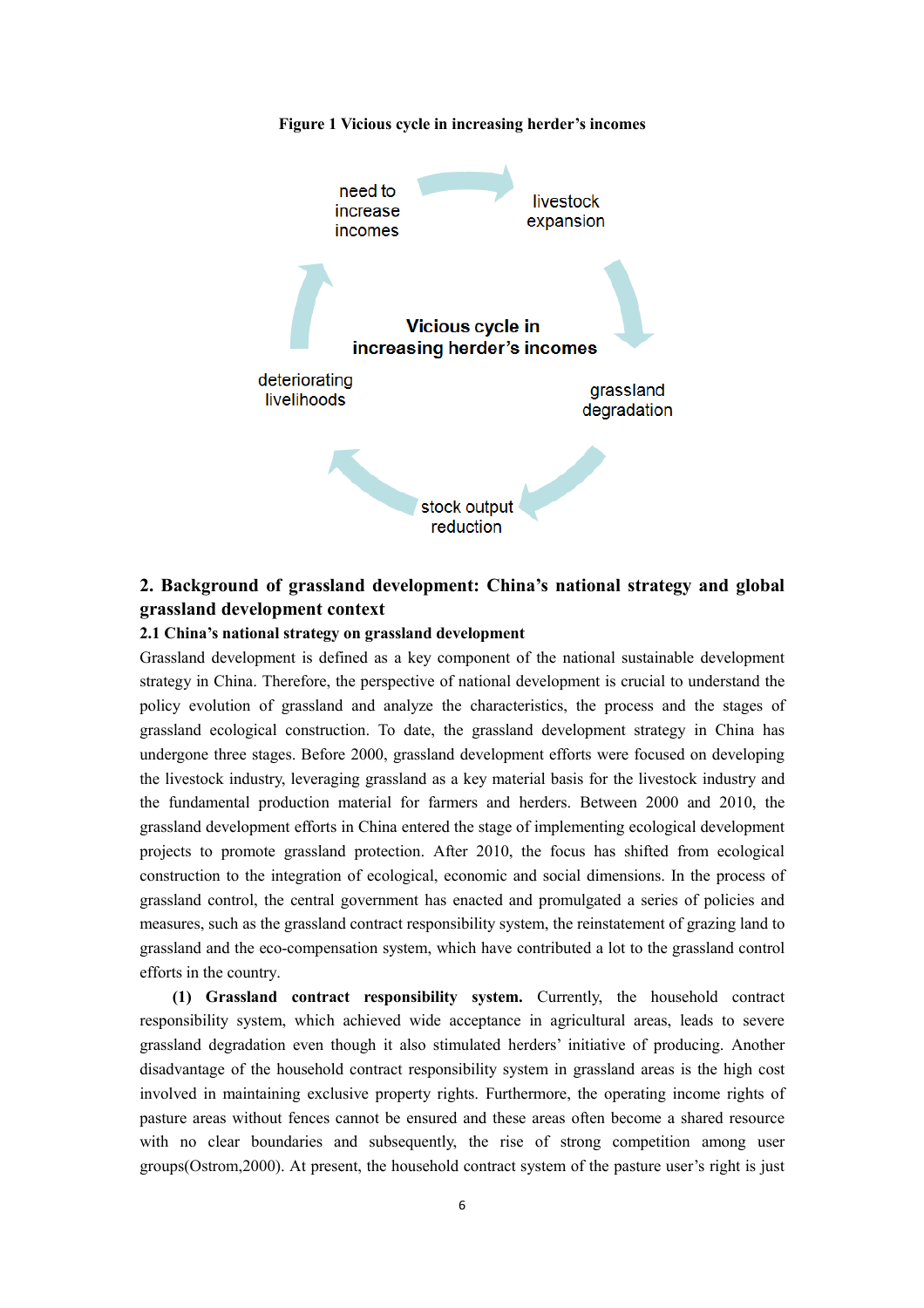**Figure 1 Vicious cycle in increasing herder's incomes**

need to increase incomes → livestock expansion → grassland degradation → stock output reduction → deteriorating livelihoods → need to increase incomes

Vicious cycle in increasing herder's incomes

## 2. Background of grassland development: China's national strategy and global grassland development context

### 2.1 China's national strategy on grassland development

Grassland development is defined as a key component of the national sustainable development strategy in China. Therefore, the perspective of national development is crucial to understand the policy evolution of grassland and analyze the characteristics, the process and the stages of grassland ecological construction. To date, the grassland development strategy in China has undergone three stages. Before 2000, grassland development efforts were focused on developing the livestock industry, leveraging grassland as a key material basis for the livestock industry and the fundamental production material for farmers and herders. Between 2000 and 2010, the grassland development efforts in China entered the stage of implementing ecological development projects to promote grassland protection. After 2010, the focus has shifted from ecological construction to the integration of ecological, economic and social dimensions. In the process of grassland control, the central government has enacted and promulgated a series of policies and measures, such as the grassland contract responsibility system, the reinstatement of grazing land to grassland and the eco-compensation system, which have contributed a lot to the grassland control efforts in the country.

**(1) Grassland contract responsibility system.** Currently, the household contract responsibility system, which achieved wide acceptance in agricultural areas, leads to severe grassland degradation even though it also stimulated herders' initiative of producing. Another disadvantage of the household contract responsibility system in grassland areas is the high cost involved in maintaining exclusive property rights. Furthermore, the operating income rights of pasture areas without fences cannot be ensured and these areas often become a shared resource with no clear boundaries and subsequently, the rise of strong competition among user groups(Ostrom,2000). At present, the household contract system of the pasture user's right is just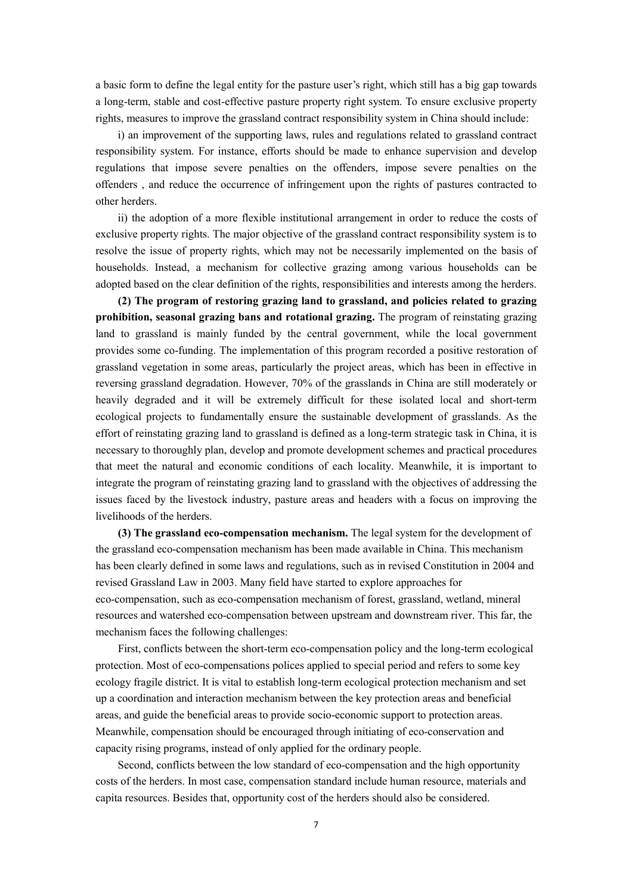a basic form to define the legal entity for the pasture user's right, which still has a big gap towards a long-term, stable and cost-effective pasture property right system. To ensure exclusive property rights, measures to improve the grassland contract responsibility system in China should include:

i) an improvement of the supporting laws, rules and regulations related to grassland contract responsibility system. For instance, efforts should be made to enhance supervision and develop regulations that impose severe penalties on the offenders, impose severe penalties on the offenders , and reduce the occurrence of infringement upon the rights of pastures contracted to other herders.

ii) the adoption of a more flexible institutional arrangement in order to reduce the costs of exclusive property rights. The major objective of the grassland contract responsibility system is to resolve the issue of property rights, which may not be necessarily implemented on the basis of households. Instead, a mechanism for collective grazing among various households can be adopted based on the clear definition of the rights, responsibilities and interests among the herders.

**(2) The program of restoring grazing land to grassland, and policies related to grazing prohibition, seasonal grazing bans and rotational grazing.** The program of reinstating grazing land to grassland is mainly funded by the central government, while the local government provides some co-funding. The implementation of this program recorded a positive restoration of grassland vegetation in some areas, particularly the project areas, which has been in effective in reversing grassland degradation. However, 70% of the grasslands in China are still moderately or heavily degraded and it will be extremely difficult for these isolated local and short-term ecological projects to fundamentally ensure the sustainable development of grasslands. As the effort of reinstating grazing land to grassland is defined as a long-term strategic task in China, it is necessary to thoroughly plan, develop and promote development schemes and practical procedures that meet the natural and economic conditions of each locality. Meanwhile, it is important to integrate the program of reinstating grazing land to grassland with the objectives of addressing the issues faced by the livestock industry, pasture areas and headers with a focus on improving the livelihoods of the herders.

**(3) The grassland eco-compensation mechanism.** The legal system for the development of the grassland eco-compensation mechanism has been made available in China. This mechanism has been clearly defined in some laws and regulations, such as in revised Constitution in 2004 and revised Grassland Law in 2003. Many field have started to explore approaches for eco-compensation, such as eco-compensation mechanism of forest, grassland, wetland, mineral resources and watershed eco-compensation between upstream and downstream river. This far, the mechanism faces the following challenges:

First, conflicts between the short-term eco-compensation policy and the long-term ecological protection. Most of eco-compensations polices applied to special period and refers to some key ecology fragile district. It is vital to establish long-term ecological protection mechanism and set up a coordination and interaction mechanism between the key protection areas and beneficial areas, and guide the beneficial areas to provide socio-economic support to protection areas. Meanwhile, compensation should be encouraged through initiating of eco-conservation and capacity rising programs, instead of only applied for the ordinary people.

Second, conflicts between the low standard of eco-compensation and the high opportunity costs of the herders. In most case, compensation standard include human resource, materials and capita resources. Besides that, opportunity cost of the herders should also be considered.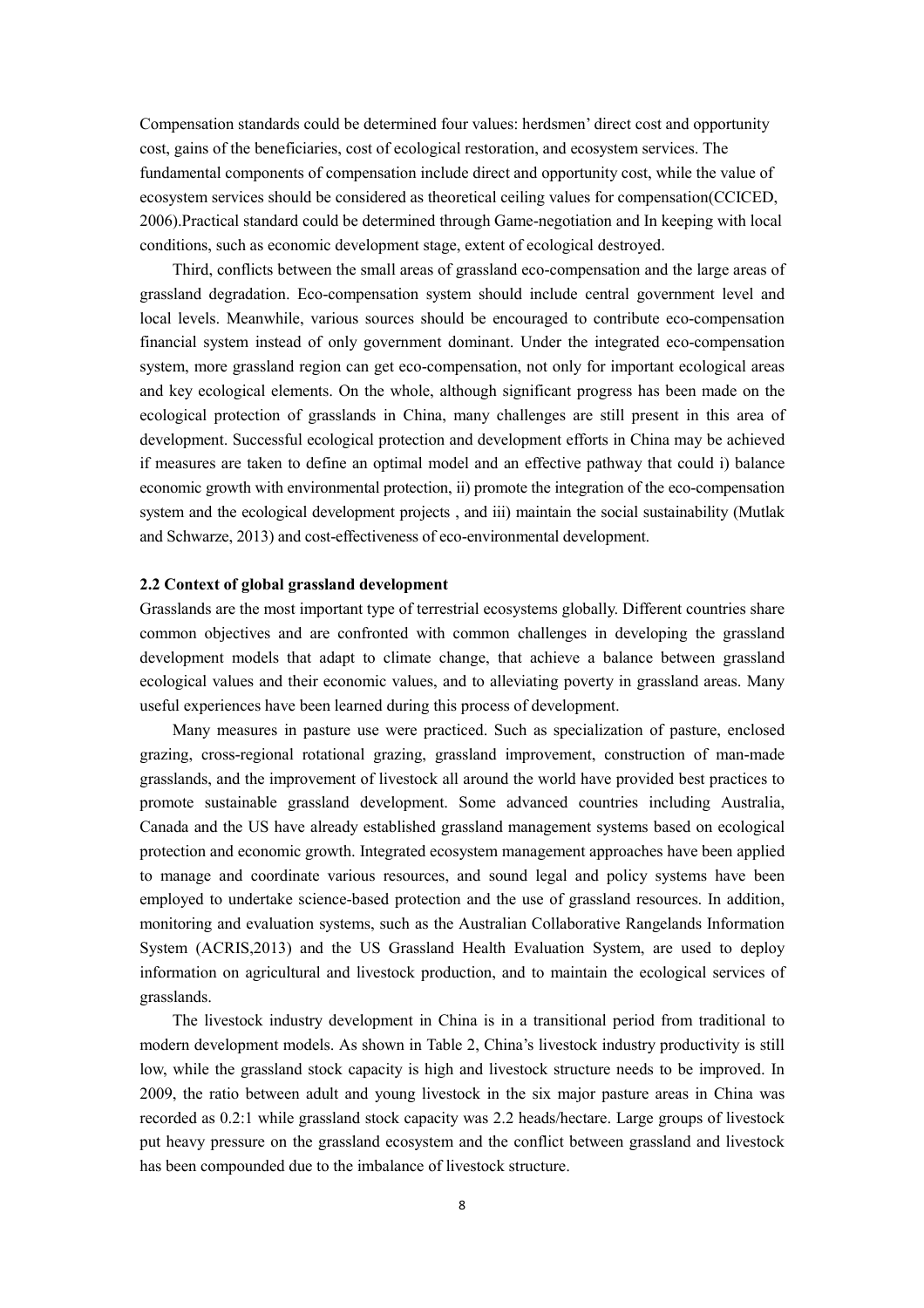Compensation standards could be determined four values: herdsmen' direct cost and opportunity cost, gains of the beneficiaries, cost of ecological restoration, and ecosystem services. The fundamental components of compensation include direct and opportunity cost, while the value of ecosystem services should be considered as theoretical ceiling values for compensation(CCICED, 2006).Practical standard could be determined through Game-negotiation and In keeping with local conditions, such as economic development stage, extent of ecological destroyed.

Third, conflicts between the small areas of grassland eco-compensation and the large areas of grassland degradation. Eco-compensation system should include central government level and local levels. Meanwhile, various sources should be encouraged to contribute eco-compensation financial system instead of only government dominant. Under the integrated eco-compensation system, more grassland region can get eco-compensation, not only for important ecological areas and key ecological elements. On the whole, although significant progress has been made on the ecological protection of grasslands in China, many challenges are still present in this area of development. Successful ecological protection and development efforts in China may be achieved if measures are taken to define an optimal model and an effective pathway that could i) balance economic growth with environmental protection, ii) promote the integration of the eco-compensation system and the ecological development projects , and iii) maintain the social sustainability (Mutlak and Schwarze, 2013) and cost-effectiveness of eco-environmental development.

**2.2 Context of global grassland development**

Grasslands are the most important type of terrestrial ecosystems globally. Different countries share common objectives and are confronted with common challenges in developing the grassland development models that adapt to climate change, that achieve a balance between grassland ecological values and their economic values, and to alleviating poverty in grassland areas. Many useful experiences have been learned during this process of development.

Many measures in pasture use were practiced. Such as specialization of pasture, enclosed grazing, cross-regional rotational grazing, grassland improvement, construction of man-made grasslands, and the improvement of livestock all around the world have provided best practices to promote sustainable grassland development. Some advanced countries including Australia, Canada and the US have already established grassland management systems based on ecological protection and economic growth. Integrated ecosystem management approaches have been applied to manage and coordinate various resources, and sound legal and policy systems have been employed to undertake science-based protection and the use of grassland resources. In addition, monitoring and evaluation systems, such as the Australian Collaborative Rangelands Information System (ACRIS,2013) and the US Grassland Health Evaluation System, are used to deploy information on agricultural and livestock production, and to maintain the ecological services of grasslands.

The livestock industry development in China is in a transitional period from traditional to modern development models. As shown in Table 2, China's livestock industry productivity is still low, while the grassland stock capacity is high and livestock structure needs to be improved. In 2009, the ratio between adult and young livestock in the six major pasture areas in China was recorded as 0.2:1 while grassland stock capacity was 2.2 heads/hectare. Large groups of livestock put heavy pressure on the grassland ecosystem and the conflict between grassland and livestock has been compounded due to the imbalance of livestock structure.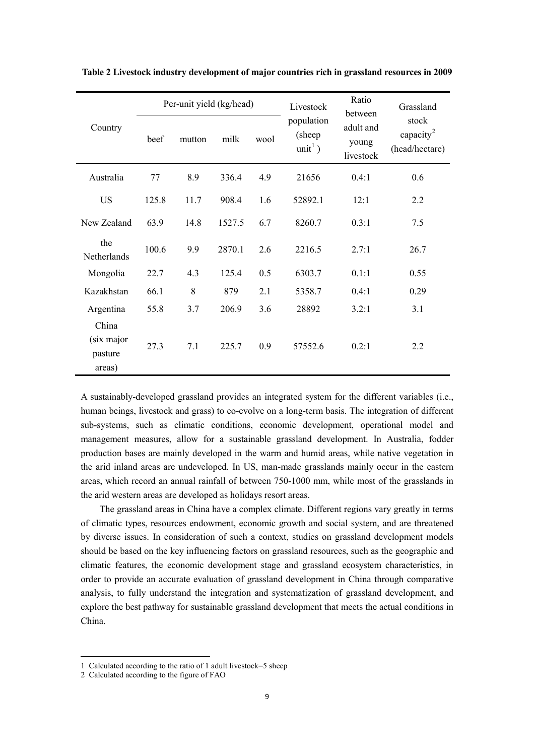**Table 2 Livestock industry development of major countries rich in grassland resources in 2009**

| Country | Per-unit yield (kg/head) | | | | Livestock population (sheep unit[1]) | Ratio between adult and young livestock | Grassland stock capacity[2] (head/hectare) |
|---|---|---|---|---|---|---|---|
| | beef | mutton | milk | wool | | | |
| Australia | 77 | 8.9 | 336.4 | 4.9 | 21656 | 0.4:1 | 0.6 |
| US | 125.8 | 11.7 | 908.4 | 1.6 | 52892.1 | 12:1 | 2.2 |
| New Zealand | 63.9 | 14.8 | 1527.5 | 6.7 | 8260.7 | 0.3:1 | 7.5 |
| the Netherlands | 100.6 | 9.9 | 2870.1 | 2.6 | 2216.5 | 2.7:1 | 26.7 |
| Mongolia | 22.7 | 4.3 | 125.4 | 0.5 | 6303.7 | 0.1:1 | 0.55 |
| Kazakhstan | 66.1 | 8 | 879 | 2.1 | 5358.7 | 0.4:1 | 0.29 |
| Argentina | 55.8 | 3.7 | 206.9 | 3.6 | 28892 | 3.2:1 | 3.1 |
| China (six major pasture areas) | 27.3 | 7.1 | 225.7 | 0.9 | 57552.6 | 0.2:1 | 2.2 |

A sustainably-developed grassland provides an integrated system for the different variables (i.e., human beings, livestock and grass) to co-evolve on a long-term basis. The integration of different sub-systems, such as climatic conditions, economic development, operational model and management measures, allow for a sustainable grassland development. In Australia, fodder production bases are mainly developed in the warm and humid areas, while native vegetation in the arid inland areas are undeveloped. In US, man-made grasslands mainly occur in the eastern areas, which record an annual rainfall of between 750-1000 mm, while most of the grasslands in the arid western areas are developed as holidays resort areas.

The grassland areas in China have a complex climate. Different regions vary greatly in terms of climatic types, resources endowment, economic growth and social system, and are threatened by diverse issues. In consideration of such a context, studies on grassland development models should be based on the key influencing factors on grassland resources, such as the geographic and climatic features, the economic development stage and grassland ecosystem characteristics, in order to provide an accurate evaluation of grassland development in China through comparative analysis, to fully understand the integration and systematization of grassland development, and explore the best pathway for sustainable grassland development that meets the actual conditions in China.

---

1 Calculated according to the ratio of 1 adult livestock=5 sheep

2 Calculated according to the figure of FAO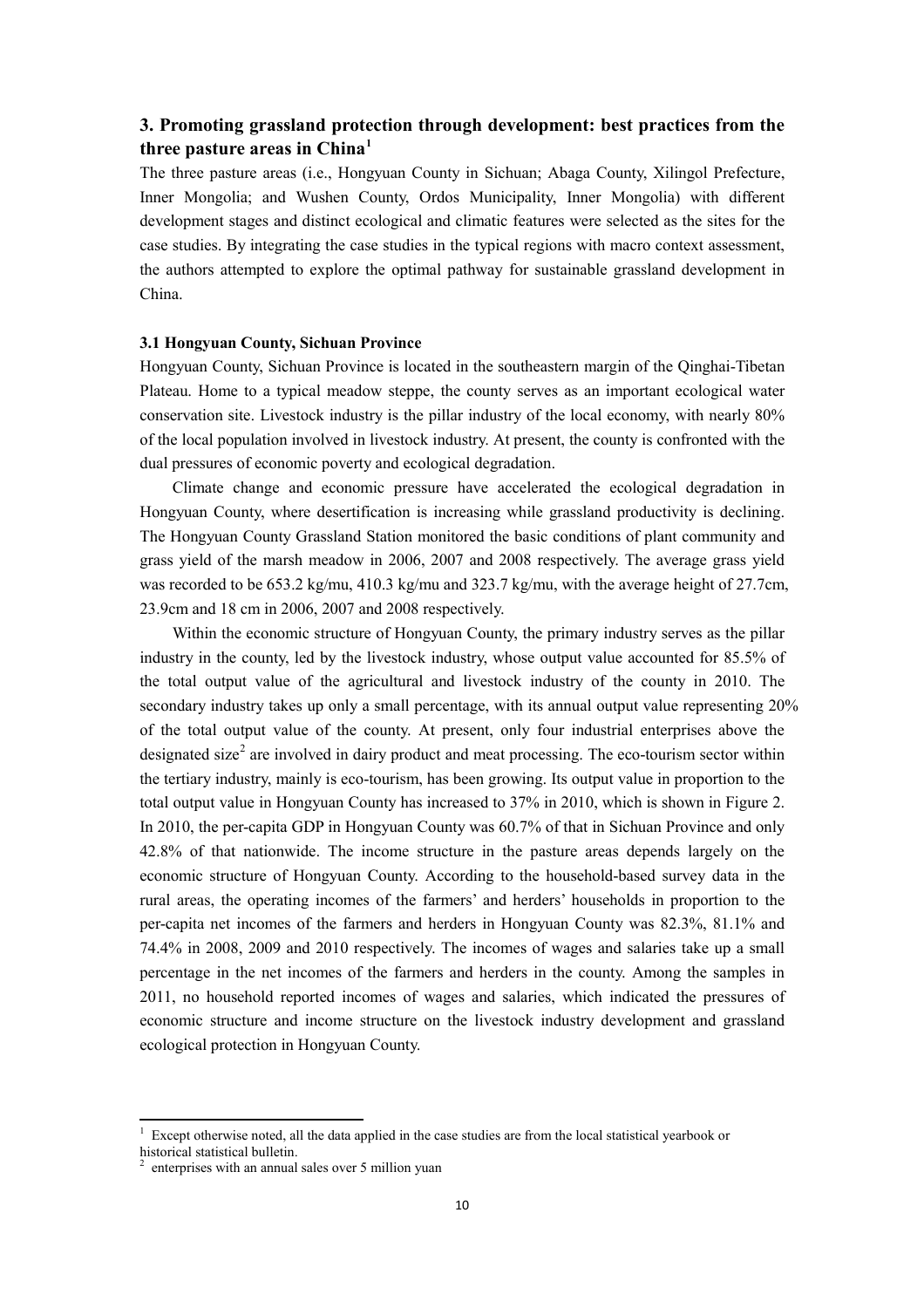## 3. Promoting grassland protection through development: best practices from the three pasture areas in China[1]

The three pasture areas (i.e., Hongyuan County in Sichuan; Abaga County, Xilingol Prefecture, Inner Mongolia; and Wushen County, Ordos Municipality, Inner Mongolia) with different development stages and distinct ecological and climatic features were selected as the sites for the case studies. By integrating the case studies in the typical regions with macro context assessment, the authors attempted to explore the optimal pathway for sustainable grassland development in China.

### 3.1 Hongyuan County, Sichuan Province

Hongyuan County, Sichuan Province is located in the southeastern margin of the Qinghai-Tibetan Plateau. Home to a typical meadow steppe, the county serves as an important ecological water conservation site. Livestock industry is the pillar industry of the local economy, with nearly 80% of the local population involved in livestock industry. At present, the county is confronted with the dual pressures of economic poverty and ecological degradation.

Climate change and economic pressure have accelerated the ecological degradation in Hongyuan County, where desertification is increasing while grassland productivity is declining. The Hongyuan County Grassland Station monitored the basic conditions of plant community and grass yield of the marsh meadow in 2006, 2007 and 2008 respectively. The average grass yield was recorded to be 653.2 kg/mu, 410.3 kg/mu and 323.7 kg/mu, with the average height of 27.7cm, 23.9cm and 18 cm in 2006, 2007 and 2008 respectively.

Within the economic structure of Hongyuan County, the primary industry serves as the pillar industry in the county, led by the livestock industry, whose output value accounted for 85.5% of the total output value of the agricultural and livestock industry of the county in 2010. The secondary industry takes up only a small percentage, with its annual output value representing 20% of the total output value of the county. At present, only four industrial enterprises above the designated size[2] are involved in dairy product and meat processing. The eco-tourism sector within the tertiary industry, mainly is eco-tourism, has been growing. Its output value in proportion to the total output value in Hongyuan County has increased to 37% in 2010, which is shown in Figure 2. In 2010, the per-capita GDP in Hongyuan County was 60.7% of that in Sichuan Province and only 42.8% of that nationwide. The income structure in the pasture areas depends largely on the economic structure of Hongyuan County. According to the household-based survey data in the rural areas, the operating incomes of the farmers' and herders' households in proportion to the per-capita net incomes of the farmers and herders in Hongyuan County was 82.3%, 81.1% and 74.4% in 2008, 2009 and 2010 respectively. The incomes of wages and salaries take up a small percentage in the net incomes of the farmers and herders in the county. Among the samples in 2011, no household reported incomes of wages and salaries, which indicated the pressures of economic structure and income structure on the livestock industry development and grassland ecological protection in Hongyuan County.

[1] Except otherwise noted, all the data applied in the case studies are from the local statistical yearbook or historical statistical bulletin.

[2] enterprises with an annual sales over 5 million yuan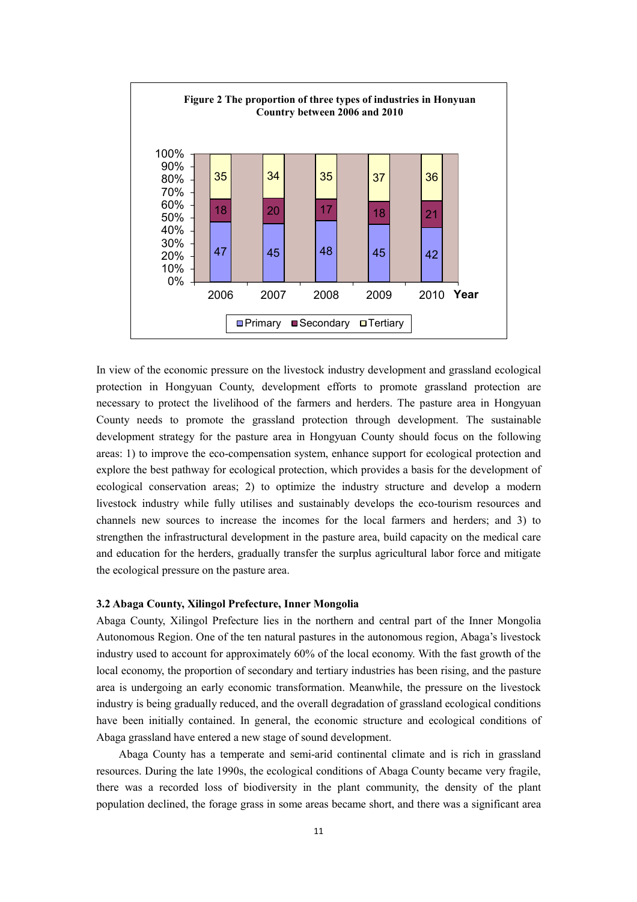**Figure 2 The proportion of three types of industries in Honyuan Country between 2006 and 2010**

| Year | Primary | Secondary | Tertiary |
|---|---|---|---|
| 2006 | 47 | 18 | 35 |
| 2007 | 45 | 20 | 34 |
| 2008 | 48 | 17 | 35 |
| 2009 | 45 | 18 | 37 |
| 2010 | 42 | 21 | 36 |

In view of the economic pressure on the livestock industry development and grassland ecological protection in Hongyuan County, development efforts to promote grassland protection are necessary to protect the livelihood of the farmers and herders. The pasture area in Hongyuan County needs to promote the grassland protection through development. The sustainable development strategy for the pasture area in Hongyuan County should focus on the following areas: 1) to improve the eco-compensation system, enhance support for ecological protection and explore the best pathway for ecological protection, which provides a basis for the development of ecological conservation areas; 2) to optimize the industry structure and develop a modern livestock industry while fully utilises and sustainably develops the eco-tourism resources and channels new sources to increase the incomes for the local farmers and herders; and 3) to strengthen the infrastructural development in the pasture area, build capacity on the medical care and education for the herders, gradually transfer the surplus agricultural labor force and mitigate the ecological pressure on the pasture area.

### 3.2 Abaga County, Xilingol Prefecture, Inner Mongolia

Abaga County, Xilingol Prefecture lies in the northern and central part of the Inner Mongolia Autonomous Region. One of the ten natural pastures in the autonomous region, Abaga's livestock industry used to account for approximately 60% of the local economy. With the fast growth of the local economy, the proportion of secondary and tertiary industries has been rising, and the pasture area is undergoing an early economic transformation. Meanwhile, the pressure on the livestock industry is being gradually reduced, and the overall degradation of grassland ecological conditions have been initially contained. In general, the economic structure and ecological conditions of Abaga grassland have entered a new stage of sound development.

Abaga County has a temperate and semi-arid continental climate and is rich in grassland resources. During the late 1990s, the ecological conditions of Abaga County became very fragile, there was a recorded loss of biodiversity in the plant community, the density of the plant population declined, the forage grass in some areas became short, and there was a significant area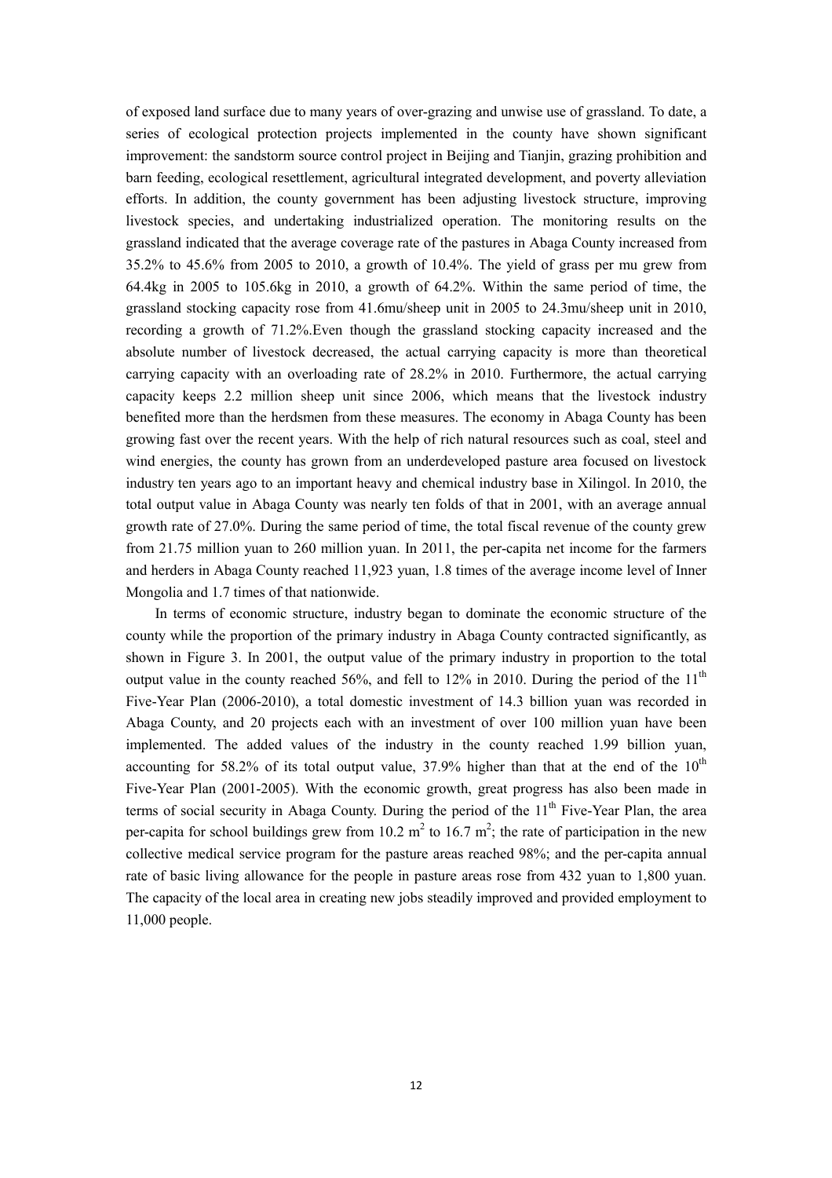of exposed land surface due to many years of over-grazing and unwise use of grassland. To date, a series of ecological protection projects implemented in the county have shown significant improvement: the sandstorm source control project in Beijing and Tianjin, grazing prohibition and barn feeding, ecological resettlement, agricultural integrated development, and poverty alleviation efforts. In addition, the county government has been adjusting livestock structure, improving livestock species, and undertaking industrialized operation. The monitoring results on the grassland indicated that the average coverage rate of the pastures in Abaga County increased from 35.2% to 45.6% from 2005 to 2010, a growth of 10.4%. The yield of grass per mu grew from 64.4kg in 2005 to 105.6kg in 2010, a growth of 64.2%. Within the same period of time, the grassland stocking capacity rose from 41.6mu/sheep unit in 2005 to 24.3mu/sheep unit in 2010, recording a growth of 71.2%.Even though the grassland stocking capacity increased and the absolute number of livestock decreased, the actual carrying capacity is more than theoretical carrying capacity with an overloading rate of 28.2% in 2010. Furthermore, the actual carrying capacity keeps 2.2 million sheep unit since 2006, which means that the livestock industry benefited more than the herdsmen from these measures. The economy in Abaga County has been growing fast over the recent years. With the help of rich natural resources such as coal, steel and wind energies, the county has grown from an underdeveloped pasture area focused on livestock industry ten years ago to an important heavy and chemical industry base in Xilingol. In 2010, the total output value in Abaga County was nearly ten folds of that in 2001, with an average annual growth rate of 27.0%. During the same period of time, the total fiscal revenue of the county grew from 21.75 million yuan to 260 million yuan. In 2011, the per-capita net income for the farmers and herders in Abaga County reached 11,923 yuan, 1.8 times of the average income level of Inner Mongolia and 1.7 times of that nationwide.

In terms of economic structure, industry began to dominate the economic structure of the county while the proportion of the primary industry in Abaga County contracted significantly, as shown in Figure 3. In 2001, the output value of the primary industry in proportion to the total output value in the county reached 56%, and fell to 12% in 2010. During the period of the 11th Five-Year Plan (2006-2010), a total domestic investment of 14.3 billion yuan was recorded in Abaga County, and 20 projects each with an investment of over 100 million yuan have been implemented. The added values of the industry in the county reached 1.99 billion yuan, accounting for 58.2% of its total output value, 37.9% higher than that at the end of the 10th Five-Year Plan (2001-2005). With the economic growth, great progress has also been made in terms of social security in Abaga County. During the period of the 11th Five-Year Plan, the area per-capita for school buildings grew from 10.2 $m^2$ to 16.7 $m^2$; the rate of participation in the new collective medical service program for the pasture areas reached 98%; and the per-capita annual rate of basic living allowance for the people in pasture areas rose from 432 yuan to 1,800 yuan. The capacity of the local area in creating new jobs steadily improved and provided employment to 11,000 people.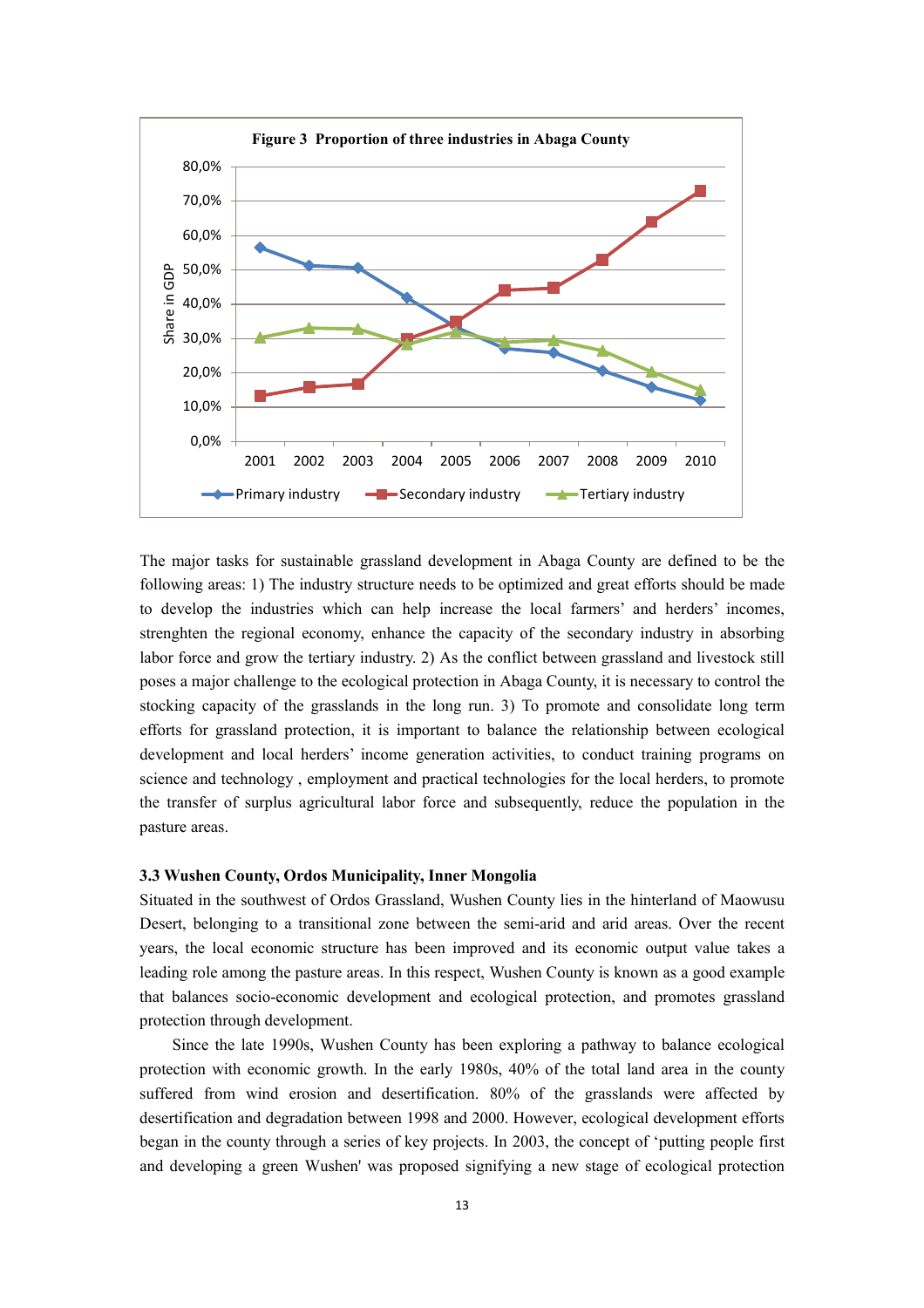**Figure 3 Proportion of three industries in Abaga County**

The major tasks for sustainable grassland development in Abaga County are defined to be the following areas: 1) The industry structure needs to be optimized and great efforts should be made to develop the industries which can help increase the local farmers' and herders' incomes, strenghten the regional economy, enhance the capacity of the secondary industry in absorbing labor force and grow the tertiary industry. 2) As the conflict between grassland and livestock still poses a major challenge to the ecological protection in Abaga County, it is necessary to control the stocking capacity of the grasslands in the long run. 3) To promote and consolidate long term efforts for grassland protection, it is important to balance the relationship between ecological development and local herders' income generation activities, to conduct training programs on science and technology , employment and practical technologies for the local herders, to promote the transfer of surplus agricultural labor force and subsequently, reduce the population in the pasture areas.

### 3.3 Wushen County, Ordos Municipality, Inner Mongolia

Situated in the southwest of Ordos Grassland, Wushen County lies in the hinterland of Maowusu Desert, belonging to a transitional zone between the semi-arid and arid areas. Over the recent years, the local economic structure has been improved and its economic output value takes a leading role among the pasture areas. In this respect, Wushen County is known as a good example that balances socio-economic development and ecological protection, and promotes grassland protection through development.

Since the late 1990s, Wushen County has been exploring a pathway to balance ecological protection with economic growth. In the early 1980s, 40% of the total land area in the county suffered from wind erosion and desertification. 80% of the grasslands were affected by desertification and degradation between 1998 and 2000. However, ecological development efforts began in the county through a series of key projects. In 2003, the concept of 'putting people first and developing a green Wushen' was proposed signifying a new stage of ecological protection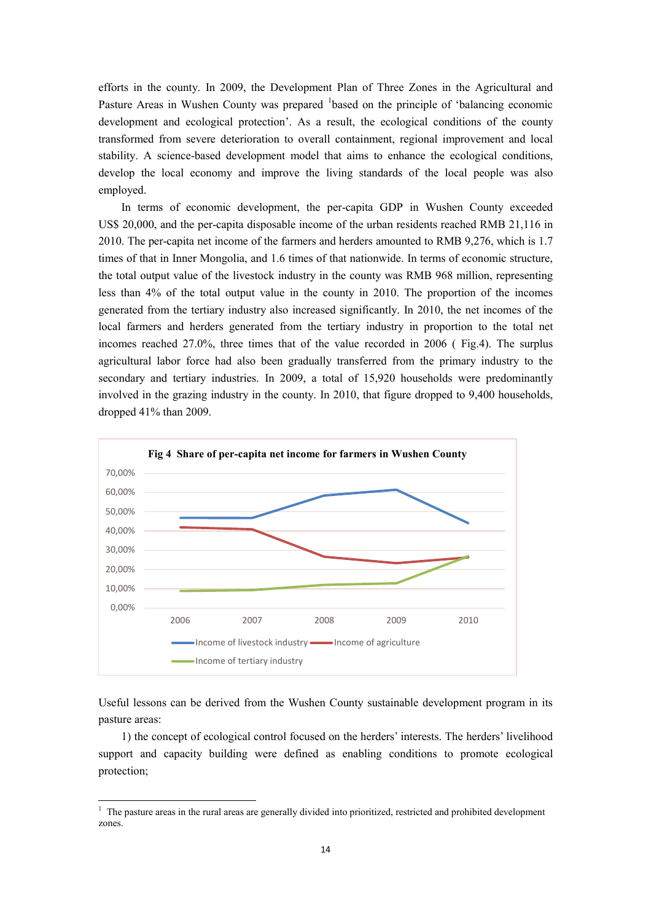efforts in the county. In 2009, the Development Plan of Three Zones in the Agricultural and Pasture Areas in Wushen County was prepared [1]based on the principle of 'balancing economic development and ecological protection'. As a result, the ecological conditions of the county transformed from severe deterioration to overall containment, regional improvement and local stability. A science-based development model that aims to enhance the ecological conditions, develop the local economy and improve the living standards of the local people was also employed.

In terms of economic development, the per-capita GDP in Wushen County exceeded US$ 20,000, and the per-capita disposable income of the urban residents reached RMB 21,116 in 2010. The per-capita net income of the farmers and herders amounted to RMB 9,276, which is 1.7 times of that in Inner Mongolia, and 1.6 times of that nationwide. In terms of economic structure, the total output value of the livestock industry in the county was RMB 968 million, representing less than 4% of the total output value in the county in 2010. The proportion of the incomes generated from the tertiary industry also increased significantly. In 2010, the net incomes of the local farmers and herders generated from the tertiary industry in proportion to the total net incomes reached 27.0%, three times that of the value recorded in 2006 ( Fig.4). The surplus agricultural labor force had also been gradually transferred from the primary industry to the secondary and tertiary industries. In 2009, a total of 15,920 households were predominantly involved in the grazing industry in the county. In 2010, that figure dropped to 9,400 households, dropped 41% than 2009.

**Fig 4 Share of per-capita net income for farmers in Wushen County**

Useful lessons can be derived from the Wushen County sustainable development program in its pasture areas:

1) the concept of ecological control focused on the herders' interests. The herders' livelihood support and capacity building were defined as enabling conditions to promote ecological protection;

[1] The pasture areas in the rural areas are generally divided into prioritized, restricted and prohibited development zones.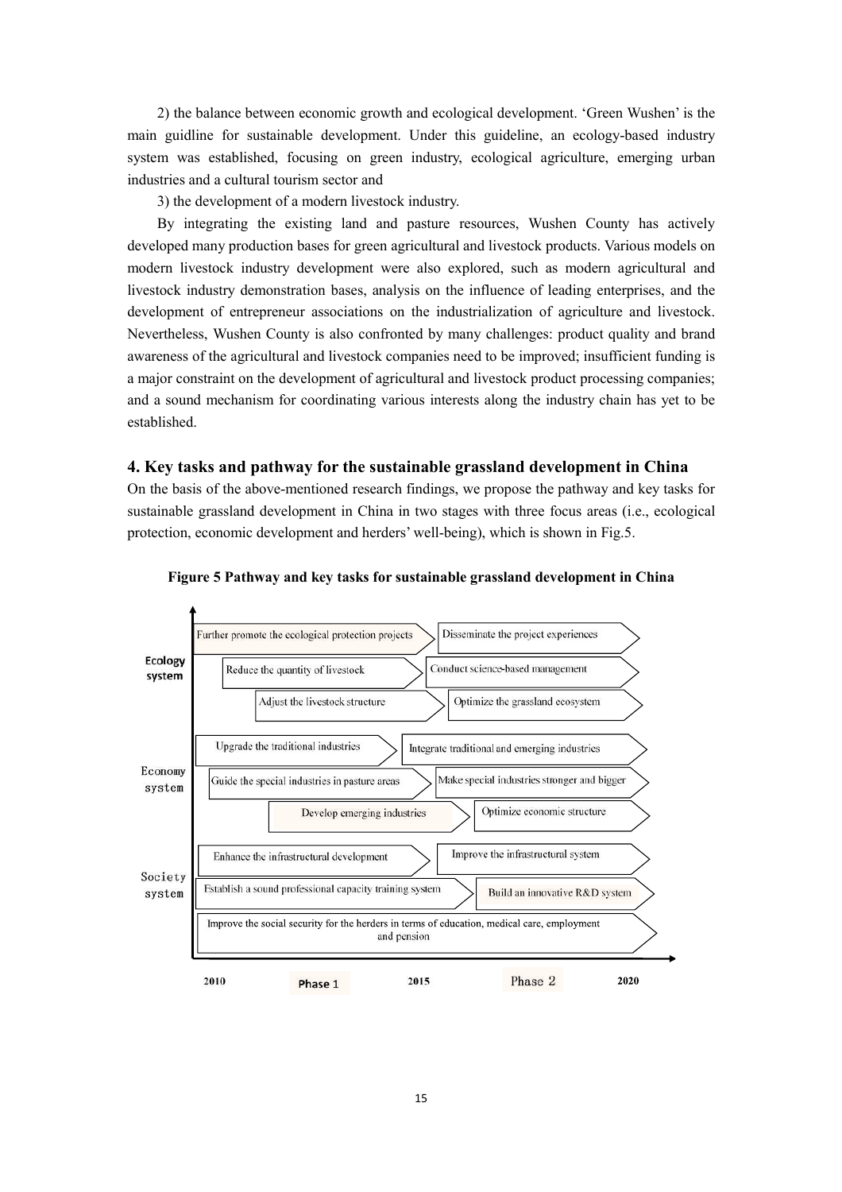2) the balance between economic growth and ecological development. 'Green Wushen' is the main guidline for sustainable development. Under this guideline, an ecology-based industry system was established, focusing on green industry, ecological agriculture, emerging urban industries and a cultural tourism sector and

3) the development of a modern livestock industry.

By integrating the existing land and pasture resources, Wushen County has actively developed many production bases for green agricultural and livestock products. Various models on modern livestock industry development were also explored, such as modern agricultural and livestock industry demonstration bases, analysis on the influence of leading enterprises, and the development of entrepreneur associations on the industrialization of agriculture and livestock. Nevertheless, Wushen County is also confronted by many challenges: product quality and brand awareness of the agricultural and livestock companies need to be improved; insufficient funding is a major constraint on the development of agricultural and livestock product processing companies; and a sound mechanism for coordinating various interests along the industry chain has yet to be established.

## 4. Key tasks and pathway for the sustainable grassland development in China

On the basis of the above-mentioned research findings, we propose the pathway and key tasks for sustainable grassland development in China in two stages with three focus areas (i.e., ecological protection, economic development and herders' well-being), which is shown in Fig.5.

**Figure 5 Pathway and key tasks for sustainable grassland development in China**

| | Phase 1 (2010–2015) | Phase 2 (2015–2020) |
|---|---|---|
| Ecology system | Further promote the ecological protection projects | Disseminate the project experiences |
| | Reduce the quantity of livestock | Conduct science-based management |
| | Adjust the livestock structure | Optimize the grassland ecosystem |
| Economy system | Upgrade the traditional industries | Integrate traditional and emerging industries |
| | Guide the special industries in pasture areas | Make special industries stronger and bigger |
| | Develop emerging industries | Optimize economic structure |
| Society system | Enhance the infrastructural development | Improve the infrastructural system |
| | Establish a sound professional capacity training system | Build an innovative R&D system |
| | Improve the social security for the herders in terms of education, medical care, employment and pension | |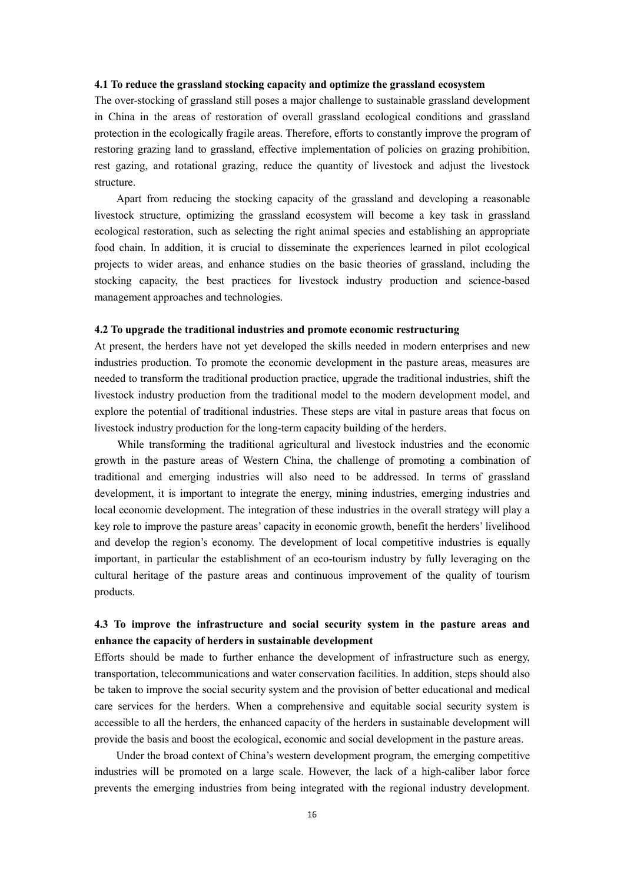### 4.1 To reduce the grassland stocking capacity and optimize the grassland ecosystem

The over-stocking of grassland still poses a major challenge to sustainable grassland development in China in the areas of restoration of overall grassland ecological conditions and grassland protection in the ecologically fragile areas. Therefore, efforts to constantly improve the program of restoring grazing land to grassland, effective implementation of policies on grazing prohibition, rest gazing, and rotational grazing, reduce the quantity of livestock and adjust the livestock structure.

Apart from reducing the stocking capacity of the grassland and developing a reasonable livestock structure, optimizing the grassland ecosystem will become a key task in grassland ecological restoration, such as selecting the right animal species and establishing an appropriate food chain. In addition, it is crucial to disseminate the experiences learned in pilot ecological projects to wider areas, and enhance studies on the basic theories of grassland, including the stocking capacity, the best practices for livestock industry production and science-based management approaches and technologies.

### 4.2 To upgrade the traditional industries and promote economic restructuring

At present, the herders have not yet developed the skills needed in modern enterprises and new industries production. To promote the economic development in the pasture areas, measures are needed to transform the traditional production practice, upgrade the traditional industries, shift the livestock industry production from the traditional model to the modern development model, and explore the potential of traditional industries. These steps are vital in pasture areas that focus on livestock industry production for the long-term capacity building of the herders.

While transforming the traditional agricultural and livestock industries and the economic growth in the pasture areas of Western China, the challenge of promoting a combination of traditional and emerging industries will also need to be addressed. In terms of grassland development, it is important to integrate the energy, mining industries, emerging industries and local economic development. The integration of these industries in the overall strategy will play a key role to improve the pasture areas' capacity in economic growth, benefit the herders' livelihood and develop the region's economy. The development of local competitive industries is equally important, in particular the establishment of an eco-tourism industry by fully leveraging on the cultural heritage of the pasture areas and continuous improvement of the quality of tourism products.

### 4.3 To improve the infrastructure and social security system in the pasture areas and enhance the capacity of herders in sustainable development

Efforts should be made to further enhance the development of infrastructure such as energy, transportation, telecommunications and water conservation facilities. In addition, steps should also be taken to improve the social security system and the provision of better educational and medical care services for the herders. When a comprehensive and equitable social security system is accessible to all the herders, the enhanced capacity of the herders in sustainable development will provide the basis and boost the ecological, economic and social development in the pasture areas.

Under the broad context of China's western development program, the emerging competitive industries will be promoted on a large scale. However, the lack of a high-caliber labor force prevents the emerging industries from being integrated with the regional industry development.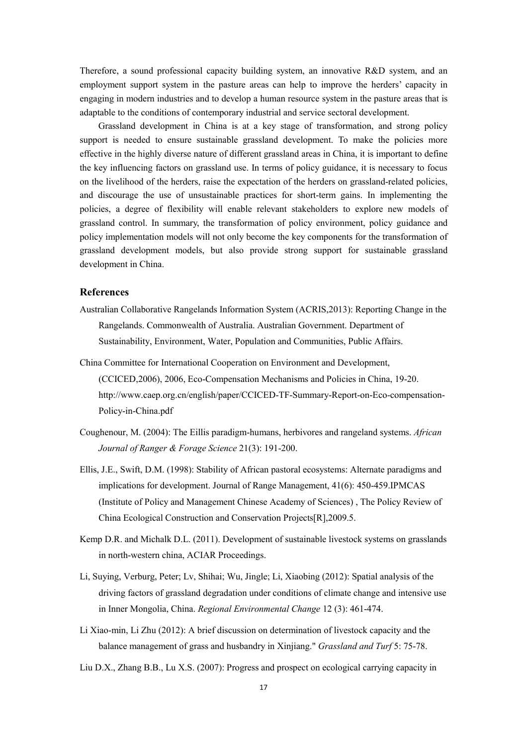Therefore, a sound professional capacity building system, an innovative R&D system, and an employment support system in the pasture areas can help to improve the herders' capacity in engaging in modern industries and to develop a human resource system in the pasture areas that is adaptable to the conditions of contemporary industrial and service sectoral development.

Grassland development in China is at a key stage of transformation, and strong policy support is needed to ensure sustainable grassland development. To make the policies more effective in the highly diverse nature of different grassland areas in China, it is important to define the key influencing factors on grassland use. In terms of policy guidance, it is necessary to focus on the livelihood of the herders, raise the expectation of the herders on grassland-related policies, and discourage the use of unsustainable practices for short-term gains. In implementing the policies, a degree of flexibility will enable relevant stakeholders to explore new models of grassland control. In summary, the transformation of policy environment, policy guidance and policy implementation models will not only become the key components for the transformation of grassland development models, but also provide strong support for sustainable grassland development in China.

## References

Australian Collaborative Rangelands Information System (ACRIS,2013): Reporting Change in the Rangelands. Commonwealth of Australia. Australian Government. Department of Sustainability, Environment, Water, Population and Communities, Public Affairs.

China Committee for International Cooperation on Environment and Development, (CCICED,2006), 2006, Eco-Compensation Mechanisms and Policies in China, 19-20. http://www.caep.org.cn/english/paper/CCICED-TF-Summary-Report-on-Eco-compensation-Policy-in-China.pdf

Coughenour, M. (2004): The Eillis paradigm-humans, herbivores and rangeland systems. *African Journal of Ranger & Forage Science* 21(3): 191-200.

Ellis, J.E., Swift, D.M. (1998): Stability of African pastoral ecosystems: Alternate paradigms and implications for development. Journal of Range Management, 41(6): 450-459.IPMCAS (Institute of Policy and Management Chinese Academy of Sciences) , The Policy Review of China Ecological Construction and Conservation Projects[R],2009.5.

Kemp D.R. and Michalk D.L. (2011). Development of sustainable livestock systems on grasslands in north-western china, ACIAR Proceedings.

Li, Suying, Verburg, Peter; Lv, Shihai; Wu, Jingle; Li, Xiaobing (2012): Spatial analysis of the driving factors of grassland degradation under conditions of climate change and intensive use in Inner Mongolia, China. *Regional Environmental Change* 12 (3): 461-474.

Li Xiao-min, Li Zhu (2012): A brief discussion on determination of livestock capacity and the balance management of grass and husbandry in Xinjiang." *Grassland and Turf* 5: 75-78.

Liu D.X., Zhang B.B., Lu X.S. (2007): Progress and prospect on ecological carrying capacity in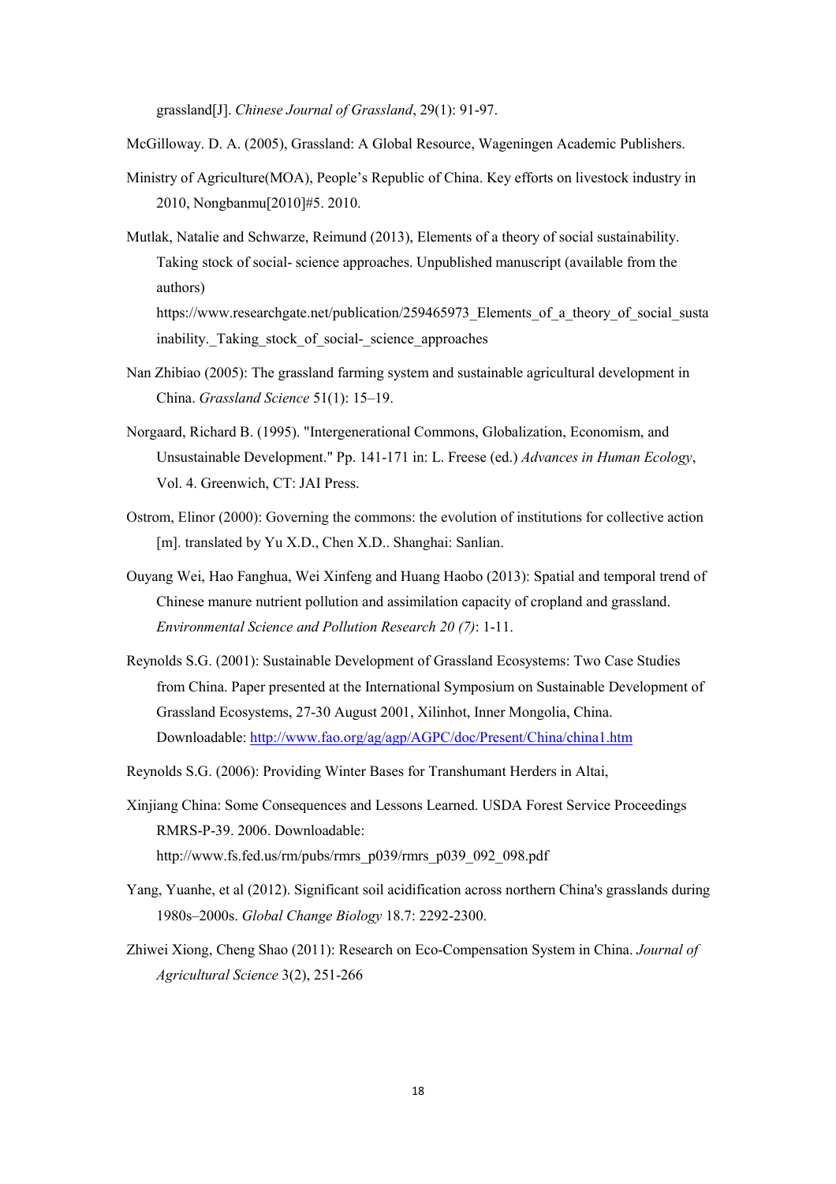grassland[J]. *Chinese Journal of Grassland*, 29(1): 91-97.

McGilloway. D. A. (2005), Grassland: A Global Resource, Wageningen Academic Publishers.

Ministry of Agriculture(MOA), People's Republic of China. Key efforts on livestock industry in 2010, Nongbanmu[2010]#5. 2010.

Mutlak, Natalie and Schwarze, Reimund (2013), Elements of a theory of social sustainability. Taking stock of social- science approaches. Unpublished manuscript (available from the authors) https://www.researchgate.net/publication/259465973_Elements_of_a_theory_of_social_sustainability._Taking_stock_of_social-_science_approaches

Nan Zhibiao (2005): The grassland farming system and sustainable agricultural development in China. *Grassland Science* 51(1): 15–19.

Norgaard, Richard B. (1995). "Intergenerational Commons, Globalization, Economism, and Unsustainable Development." Pp. 141-171 in: L. Freese (ed.) *Advances in Human Ecology*, Vol. 4. Greenwich, CT: JAI Press.

Ostrom, Elinor (2000): Governing the commons: the evolution of institutions for collective action [m]. translated by Yu X.D., Chen X.D.. Shanghai: Sanlian.

Ouyang Wei, Hao Fanghua, Wei Xinfeng and Huang Haobo (2013): Spatial and temporal trend of Chinese manure nutrient pollution and assimilation capacity of cropland and grassland. *Environmental Science and Pollution Research 20 (7)*: 1-11.

Reynolds S.G. (2001): Sustainable Development of Grassland Ecosystems: Two Case Studies from China. Paper presented at the International Symposium on Sustainable Development of Grassland Ecosystems, 27-30 August 2001, Xilinhot, Inner Mongolia, China. Downloadable: http://www.fao.org/ag/agp/AGPC/doc/Present/China/china1.htm

Reynolds S.G. (2006): Providing Winter Bases for Transhumant Herders in Altai,

Xinjiang China: Some Consequences and Lessons Learned. USDA Forest Service Proceedings RMRS-P-39. 2006. Downloadable: http://www.fs.fed.us/rm/pubs/rmrs_p039/rmrs_p039_092_098.pdf

Yang, Yuanhe, et al (2012). Significant soil acidification across northern China's grasslands during 1980s–2000s. *Global Change Biology* 18.7: 2292-2300.

Zhiwei Xiong, Cheng Shao (2011): Research on Eco-Compensation System in China. *Journal of Agricultural Science* 3(2), 251-266